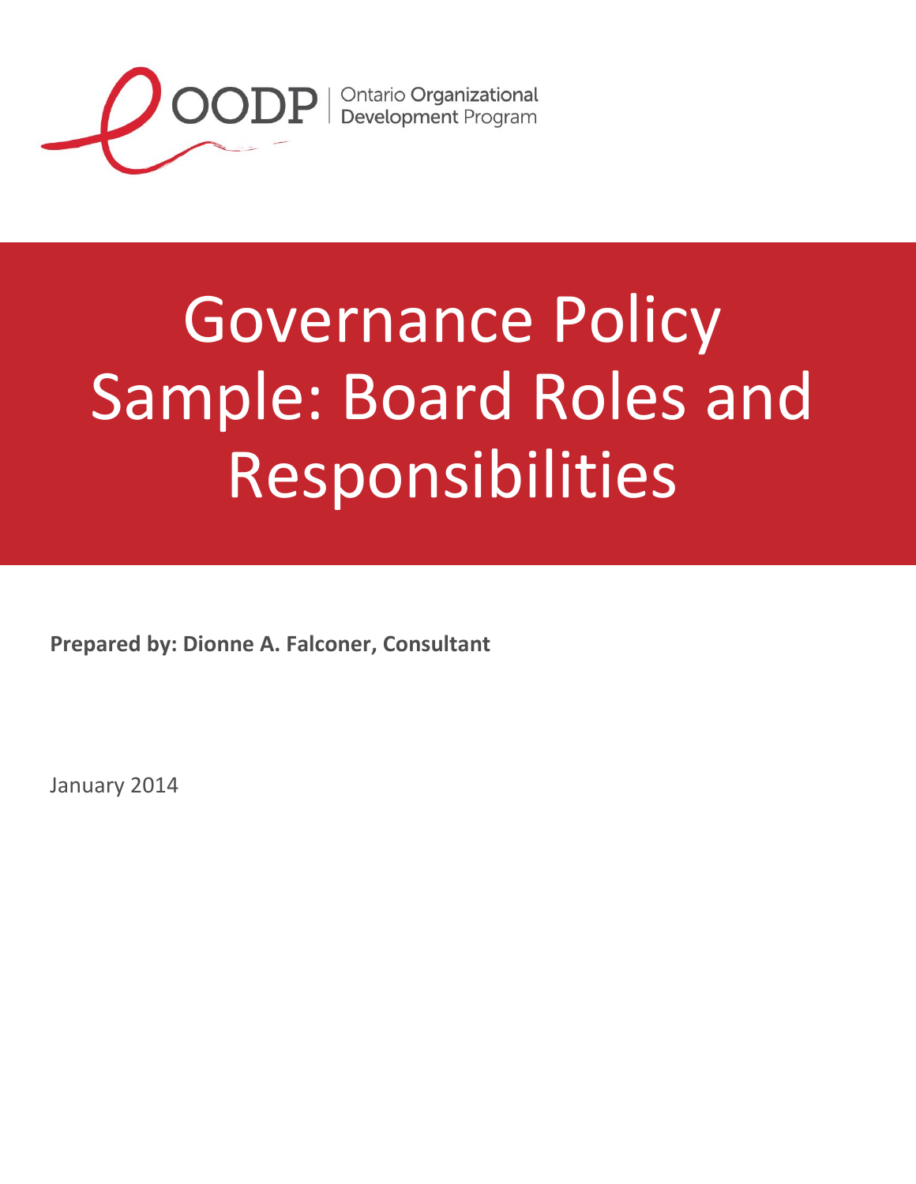OODP | Ontario Organizational Development Program

# Governance Policy Sample: Board Roles and Responsibilities

**Prepared by: Dionne A. Falconer, Consultant**

January 2014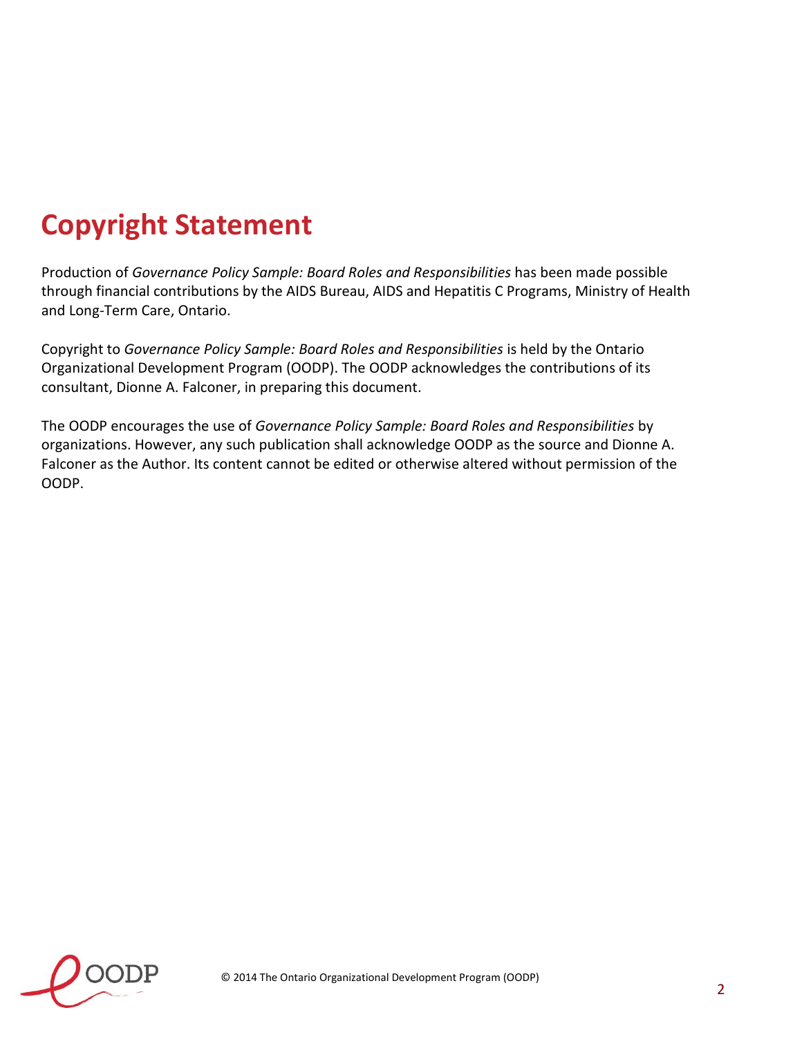# Copyright Statement

Production of *Governance Policy Sample: Board Roles and Responsibilities* has been made possible through financial contributions by the AIDS Bureau, AIDS and Hepatitis C Programs, Ministry of Health and Long-Term Care, Ontario.

Copyright to *Governance Policy Sample: Board Roles and Responsibilities* is held by the Ontario Organizational Development Program (OODP). The OODP acknowledges the contributions of its consultant, Dionne A. Falconer, in preparing this document.

The OODP encourages the use of *Governance Policy Sample: Board Roles and Responsibilities* by organizations. However, any such publication shall acknowledge OODP as the source and Dionne A. Falconer as the Author. Its content cannot be edited or otherwise altered without permission of the OODP.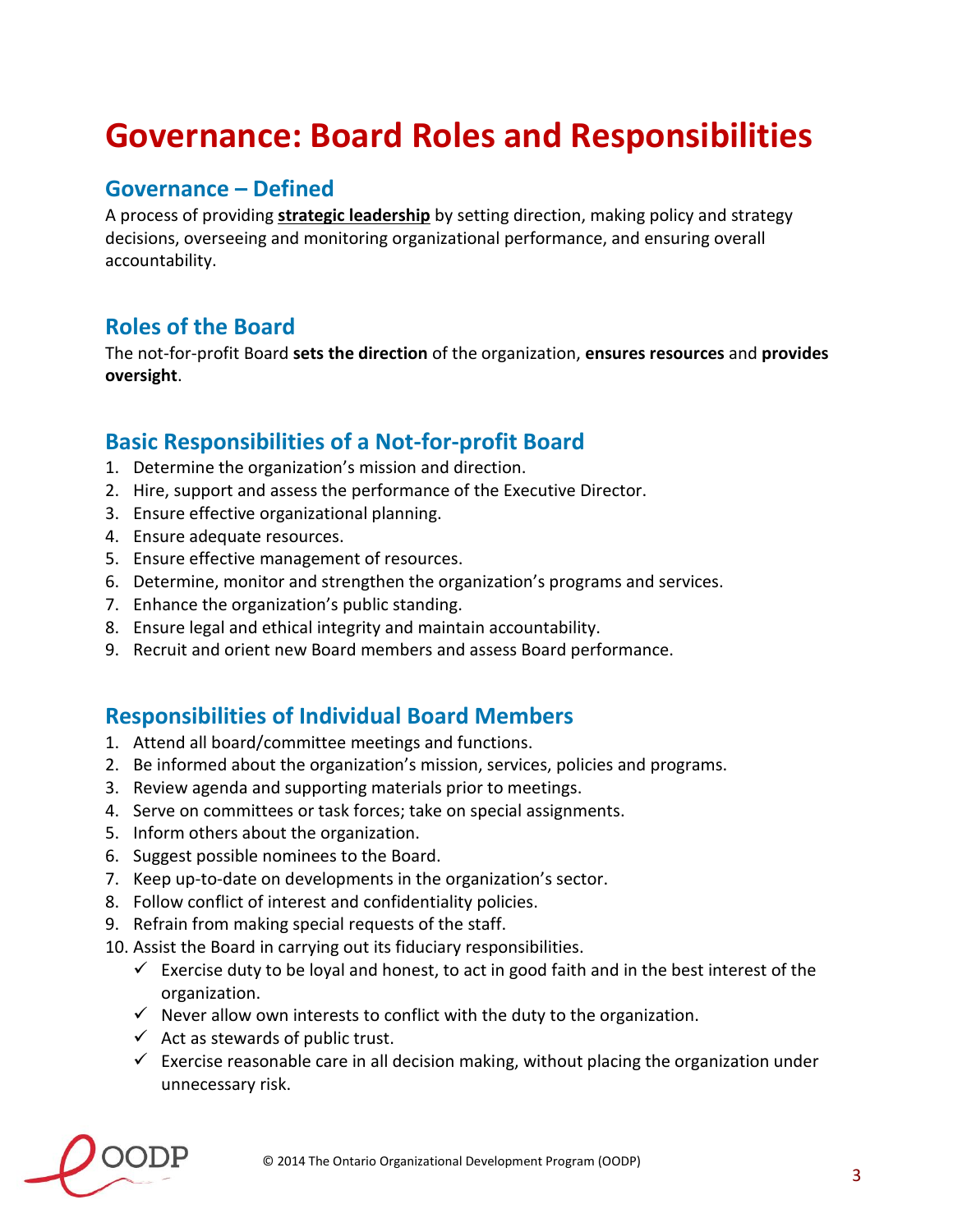# Governance: Board Roles and Responsibilities

## Governance – Defined

A process of providing **strategic leadership** by setting direction, making policy and strategy decisions, overseeing and monitoring organizational performance, and ensuring overall accountability.

## Roles of the Board

The not-for-profit Board **sets the direction** of the organization, **ensures resources** and **provides oversight**.

## Basic Responsibilities of a Not-for-profit Board

1. Determine the organization's mission and direction.
2. Hire, support and assess the performance of the Executive Director.
3. Ensure effective organizational planning.
4. Ensure adequate resources.
5. Ensure effective management of resources.
6. Determine, monitor and strengthen the organization's programs and services.
7. Enhance the organization's public standing.
8. Ensure legal and ethical integrity and maintain accountability.
9. Recruit and orient new Board members and assess Board performance.

## Responsibilities of Individual Board Members

1. Attend all board/committee meetings and functions.
2. Be informed about the organization's mission, services, policies and programs.
3. Review agenda and supporting materials prior to meetings.
4. Serve on committees or task forces; take on special assignments.
5. Inform others about the organization.
6. Suggest possible nominees to the Board.
7. Keep up-to-date on developments in the organization's sector.
8. Follow conflict of interest and confidentiality policies.
9. Refrain from making special requests of the staff.
10. Assist the Board in carrying out its fiduciary responsibilities.
    - ✓ Exercise duty to be loyal and honest, to act in good faith and in the best interest of the organization.
    - ✓ Never allow own interests to conflict with the duty to the organization.
    - ✓ Act as stewards of public trust.
    - ✓ Exercise reasonable care in all decision making, without placing the organization under unnecessary risk.

© 2014 The Ontario Organizational Development Program (OODP)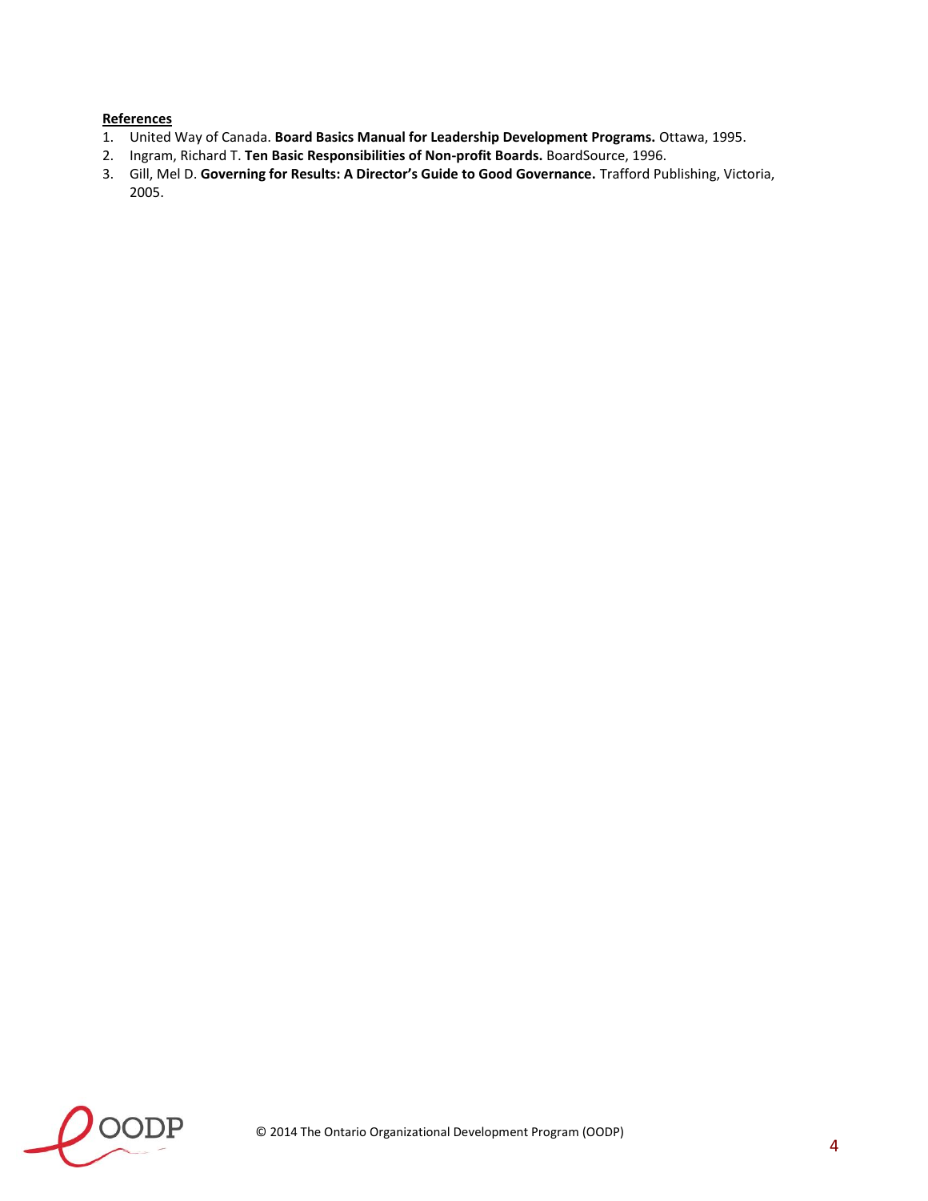**References**

1. United Way of Canada. **Board Basics Manual for Leadership Development Programs.** Ottawa, 1995.
2. Ingram, Richard T. **Ten Basic Responsibilities of Non-profit Boards.** BoardSource, 1996.
3. Gill, Mel D. **Governing for Results: A Director's Guide to Good Governance.** Trafford Publishing, Victoria, 2005.